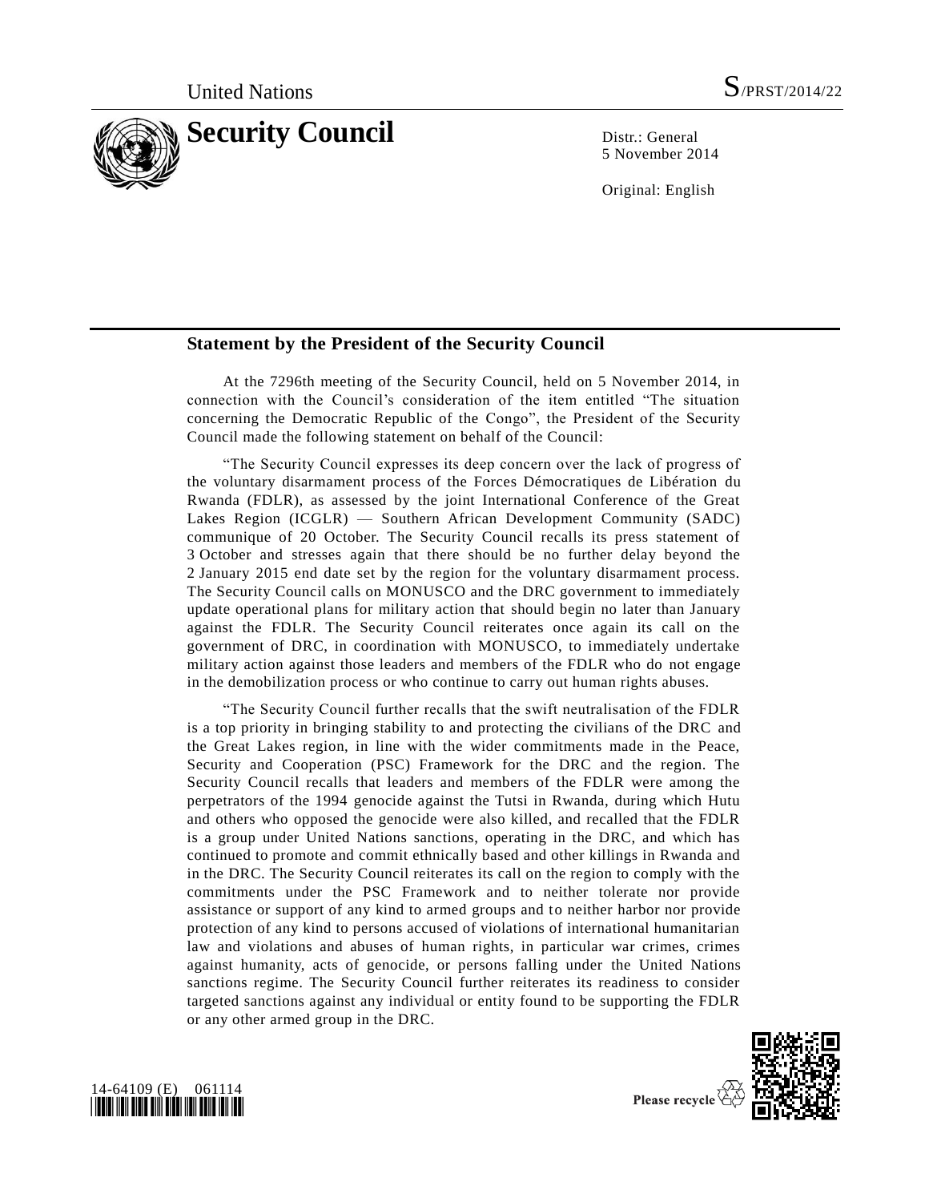United Nations S/PRST/2014/22

# Security Council

Distr.: General
5 November 2014

Original: English

## Statement by the President of the Security Council

At the 7296th meeting of the Security Council, held on 5 November 2014, in connection with the Council's consideration of the item entitled "The situation concerning the Democratic Republic of the Congo", the President of the Security Council made the following statement on behalf of the Council:

"The Security Council expresses its deep concern over the lack of progress of the voluntary disarmament process of the Forces Démocratiques de Libération du Rwanda (FDLR), as assessed by the joint International Conference of the Great Lakes Region (ICGLR) — Southern African Development Community (SADC) communique of 20 October. The Security Council recalls its press statement of 3 October and stresses again that there should be no further delay beyond the 2 January 2015 end date set by the region for the voluntary disarmament process. The Security Council calls on MONUSCO and the DRC government to immediately update operational plans for military action that should begin no later than January against the FDLR. The Security Council reiterates once again its call on the government of DRC, in coordination with MONUSCO, to immediately undertake military action against those leaders and members of the FDLR who do not engage in the demobilization process or who continue to carry out human rights abuses.

"The Security Council further recalls that the swift neutralisation of the FDLR is a top priority in bringing stability to and protecting the civilians of the DRC and the Great Lakes region, in line with the wider commitments made in the Peace, Security and Cooperation (PSC) Framework for the DRC and the region. The Security Council recalls that leaders and members of the FDLR were among the perpetrators of the 1994 genocide against the Tutsi in Rwanda, during which Hutu and others who opposed the genocide were also killed, and recalled that the FDLR is a group under United Nations sanctions, operating in the DRC, and which has continued to promote and commit ethnically based and other killings in Rwanda and in the DRC. The Security Council reiterates its call on the region to comply with the commitments under the PSC Framework and to neither tolerate nor provide assistance or support of any kind to armed groups and to neither harbor nor provide protection of any kind to persons accused of violations of international humanitarian law and violations and abuses of human rights, in particular war crimes, crimes against humanity, acts of genocide, or persons falling under the United Nations sanctions regime. The Security Council further reiterates its readiness to consider targeted sanctions against any individual or entity found to be supporting the FDLR or any other armed group in the DRC.

14-64109 (E) 061114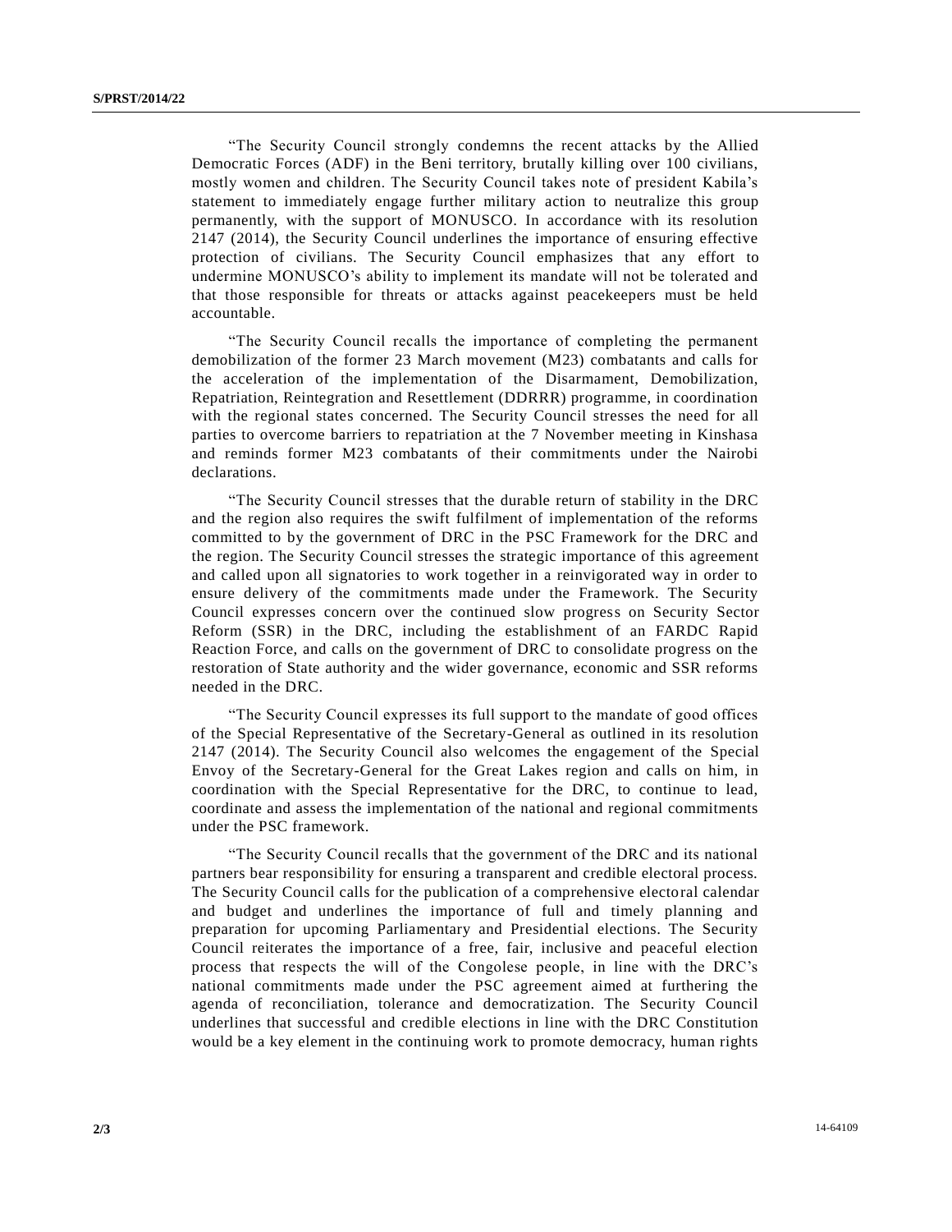"The Security Council strongly condemns the recent attacks by the Allied Democratic Forces (ADF) in the Beni territory, brutally killing over 100 civilians, mostly women and children. The Security Council takes note of president Kabila's statement to immediately engage further military action to neutralize this group permanently, with the support of MONUSCO. In accordance with its resolution 2147 (2014), the Security Council underlines the importance of ensuring effective protection of civilians. The Security Council emphasizes that any effort to undermine MONUSCO's ability to implement its mandate will not be tolerated and that those responsible for threats or attacks against peacekeepers must be held accountable.

"The Security Council recalls the importance of completing the permanent demobilization of the former 23 March movement (M23) combatants and calls for the acceleration of the implementation of the Disarmament, Demobilization, Repatriation, Reintegration and Resettlement (DDRRR) programme, in coordination with the regional states concerned. The Security Council stresses the need for all parties to overcome barriers to repatriation at the 7 November meeting in Kinshasa and reminds former M23 combatants of their commitments under the Nairobi declarations.

"The Security Council stresses that the durable return of stability in the DRC and the region also requires the swift fulfilment of implementation of the reforms committed to by the government of DRC in the PSC Framework for the DRC and the region. The Security Council stresses the strategic importance of this agreement and called upon all signatories to work together in a reinvigorated way in order to ensure delivery of the commitments made under the Framework. The Security Council expresses concern over the continued slow progress on Security Sector Reform (SSR) in the DRC, including the establishment of an FARDC Rapid Reaction Force, and calls on the government of DRC to consolidate progress on the restoration of State authority and the wider governance, economic and SSR reforms needed in the DRC.

"The Security Council expresses its full support to the mandate of good offices of the Special Representative of the Secretary-General as outlined in its resolution 2147 (2014). The Security Council also welcomes the engagement of the Special Envoy of the Secretary-General for the Great Lakes region and calls on him, in coordination with the Special Representative for the DRC, to continue to lead, coordinate and assess the implementation of the national and regional commitments under the PSC framework.

"The Security Council recalls that the government of the DRC and its national partners bear responsibility for ensuring a transparent and credible electoral process. The Security Council calls for the publication of a comprehensive electoral calendar and budget and underlines the importance of full and timely planning and preparation for upcoming Parliamentary and Presidential elections. The Security Council reiterates the importance of a free, fair, inclusive and peaceful election process that respects the will of the Congolese people, in line with the DRC's national commitments made under the PSC agreement aimed at furthering the agenda of reconciliation, tolerance and democratization. The Security Council underlines that successful and credible elections in line with the DRC Constitution would be a key element in the continuing work to promote democracy, human rights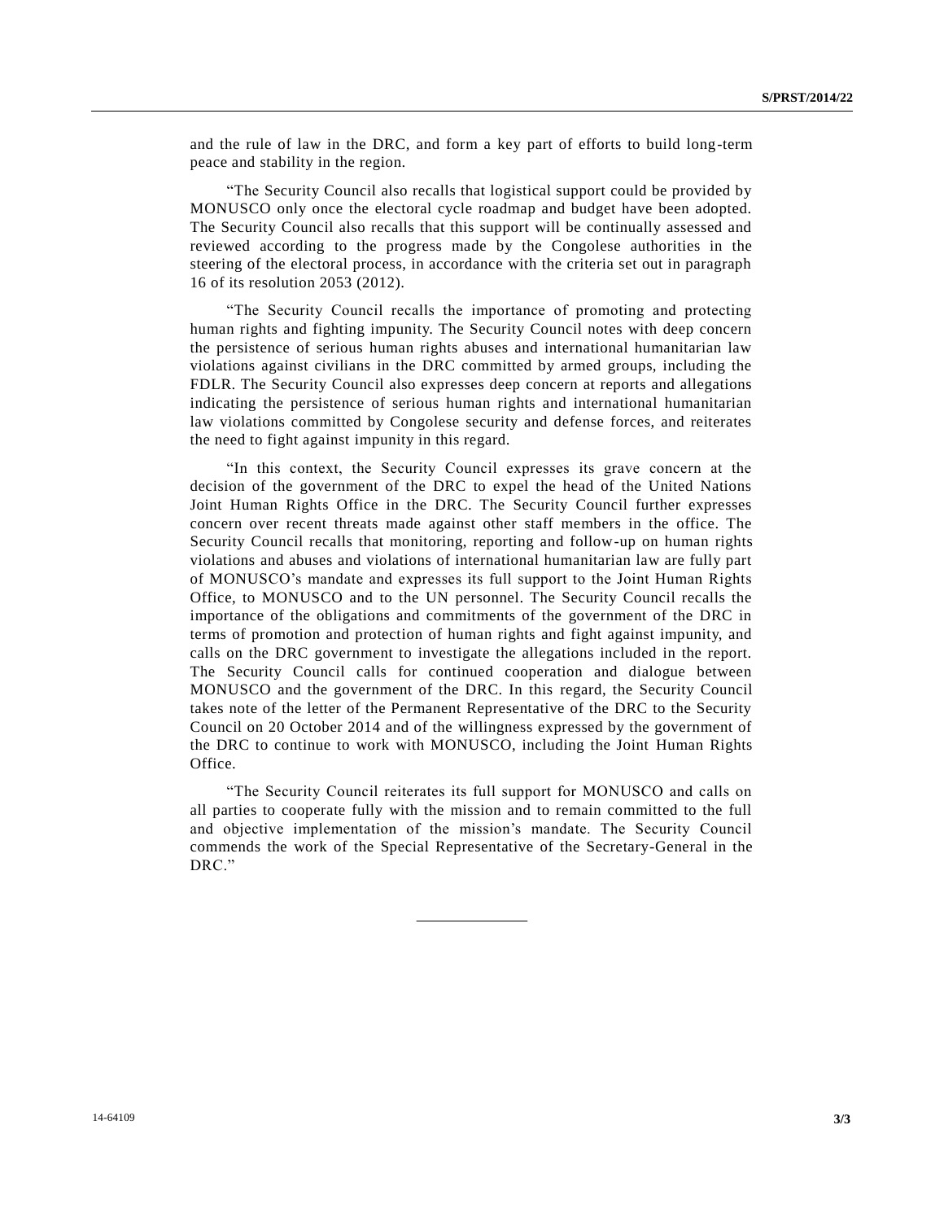and the rule of law in the DRC, and form a key part of efforts to build long-term peace and stability in the region.

"The Security Council also recalls that logistical support could be provided by MONUSCO only once the electoral cycle roadmap and budget have been adopted. The Security Council also recalls that this support will be continually assessed and reviewed according to the progress made by the Congolese authorities in the steering of the electoral process, in accordance with the criteria set out in paragraph 16 of its resolution 2053 (2012).

"The Security Council recalls the importance of promoting and protecting human rights and fighting impunity. The Security Council notes with deep concern the persistence of serious human rights abuses and international humanitarian law violations against civilians in the DRC committed by armed groups, including the FDLR. The Security Council also expresses deep concern at reports and allegations indicating the persistence of serious human rights and international humanitarian law violations committed by Congolese security and defense forces, and reiterates the need to fight against impunity in this regard.

"In this context, the Security Council expresses its grave concern at the decision of the government of the DRC to expel the head of the United Nations Joint Human Rights Office in the DRC. The Security Council further expresses concern over recent threats made against other staff members in the office. The Security Council recalls that monitoring, reporting and follow-up on human rights violations and abuses and violations of international humanitarian law are fully part of MONUSCO's mandate and expresses its full support to the Joint Human Rights Office, to MONUSCO and to the UN personnel. The Security Council recalls the importance of the obligations and commitments of the government of the DRC in terms of promotion and protection of human rights and fight against impunity, and calls on the DRC government to investigate the allegations included in the report. The Security Council calls for continued cooperation and dialogue between MONUSCO and the government of the DRC. In this regard, the Security Council takes note of the letter of the Permanent Representative of the DRC to the Security Council on 20 October 2014 and of the willingness expressed by the government of the DRC to continue to work with MONUSCO, including the Joint Human Rights Office.

"The Security Council reiterates its full support for MONUSCO and calls on all parties to cooperate fully with the mission and to remain committed to the full and objective implementation of the mission's mandate. The Security Council commends the work of the Special Representative of the Secretary-General in the DRC."